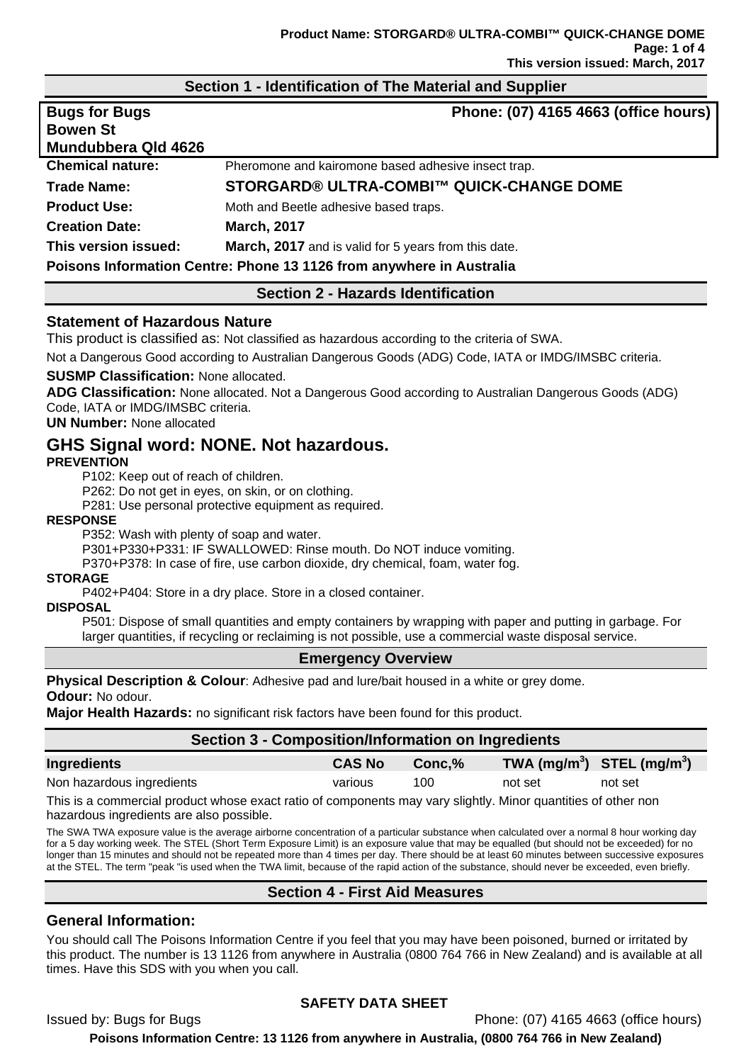## Section 1 - Identification of The Material and Supplier

**Bugs for Bugs**
**Bowen St**
**Mundubbera Qld 4626**

**Phone: (07) 4165 4663 (office hours)**

**Chemical nature:** Pheromone and kairomone based adhesive insect trap.

**Trade Name:** **STORGARD® ULTRA-COMBI™ QUICK-CHANGE DOME**

**Product Use:** Moth and Beetle adhesive based traps.

**Creation Date:** **March, 2017**

**This version issued:** **March, 2017** and is valid for 5 years from this date.

**Poisons Information Centre: Phone 13 1126 from anywhere in Australia**

## Section 2 - Hazards Identification

### Statement of Hazardous Nature

This product is classified as: Not classified as hazardous according to the criteria of SWA.

Not a Dangerous Good according to Australian Dangerous Goods (ADG) Code, IATA or IMDG/IMSBC criteria.

**SUSMP Classification:** None allocated.

**ADG Classification:** None allocated. Not a Dangerous Good according to Australian Dangerous Goods (ADG) Code, IATA or IMDG/IMSBC criteria.

**UN Number:** None allocated

## GHS Signal word: NONE. Not hazardous.

**PREVENTION**

P102: Keep out of reach of children.
P262: Do not get in eyes, on skin, or on clothing.
P281: Use personal protective equipment as required.

**RESPONSE**

P352: Wash with plenty of soap and water.
P301+P330+P331: IF SWALLOWED: Rinse mouth. Do NOT induce vomiting.
P370+P378: In case of fire, use carbon dioxide, dry chemical, foam, water fog.

**STORAGE**

P402+P404: Store in a dry place. Store in a closed container.

**DISPOSAL**

P501: Dispose of small quantities and empty containers by wrapping with paper and putting in garbage. For larger quantities, if recycling or reclaiming is not possible, use a commercial waste disposal service.

## Emergency Overview

**Physical Description & Colour**: Adhesive pad and lure/bait housed in a white or grey dome.

**Odour:** No odour.

**Major Health Hazards:** no significant risk factors have been found for this product.

## Section 3 - Composition/Information on Ingredients

| Ingredients | CAS No | Conc,% | TWA (mg/m$^3$) | STEL (mg/m$^3$) |
|---|---|---|---|---|
| Non hazardous ingredients | various | 100 | not set | not set |

This is a commercial product whose exact ratio of components may vary slightly. Minor quantities of other non hazardous ingredients are also possible.

The SWA TWA exposure value is the average airborne concentration of a particular substance when calculated over a normal 8 hour working day for a 5 day working week. The STEL (Short Term Exposure Limit) is an exposure value that may be equalled (but should not be exceeded) for no longer than 15 minutes and should not be repeated more than 4 times per day. There should be at least 60 minutes between successive exposures at the STEL. The term "peak "is used when the TWA limit, because of the rapid action of the substance, should never be exceeded, even briefly.

## Section 4 - First Aid Measures

### General Information:

You should call The Poisons Information Centre if you feel that you may have been poisoned, burned or irritated by this product. The number is 13 1126 from anywhere in Australia (0800 764 766 in New Zealand) and is available at all times. Have this SDS with you when you call.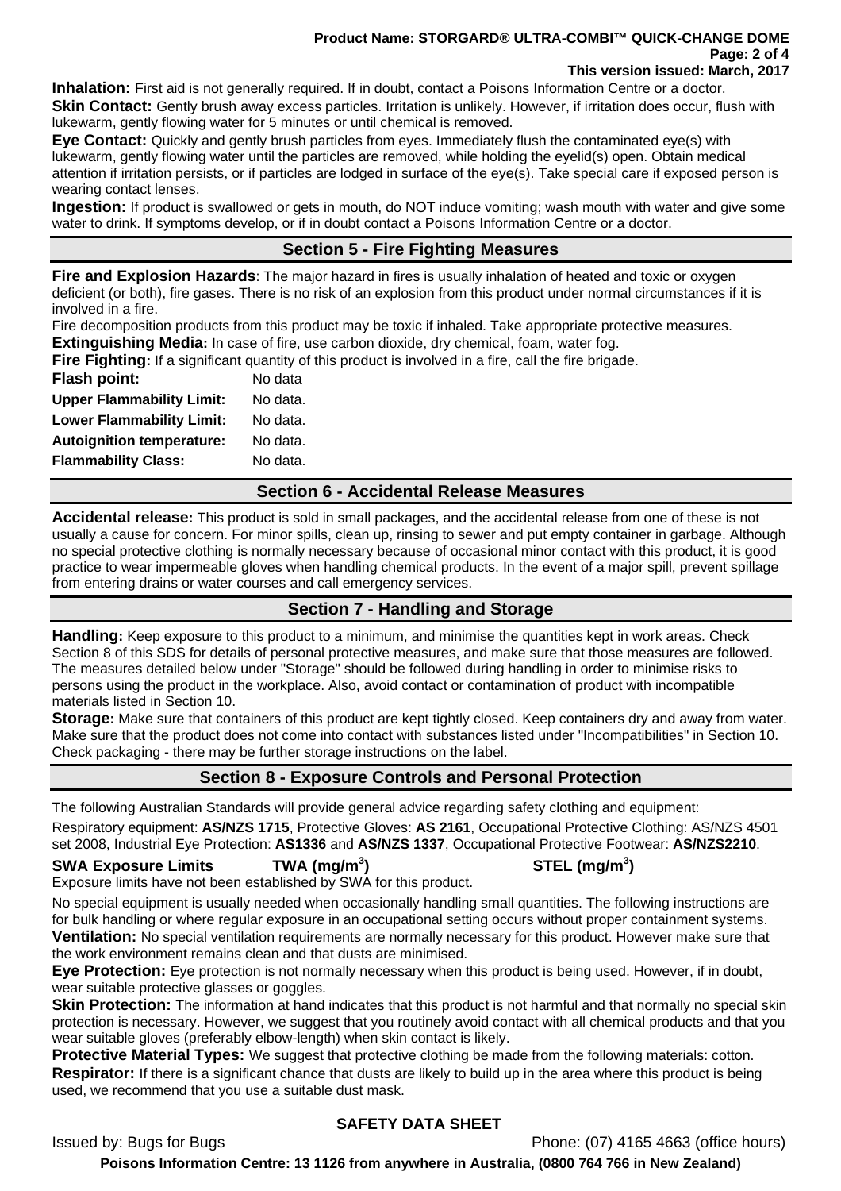**Inhalation:** First aid is not generally required. If in doubt, contact a Poisons Information Centre or a doctor.

**Skin Contact:** Gently brush away excess particles. Irritation is unlikely. However, if irritation does occur, flush with lukewarm, gently flowing water for 5 minutes or until chemical is removed.

**Eye Contact:** Quickly and gently brush particles from eyes. Immediately flush the contaminated eye(s) with lukewarm, gently flowing water until the particles are removed, while holding the eyelid(s) open. Obtain medical attention if irritation persists, or if particles are lodged in surface of the eye(s). Take special care if exposed person is wearing contact lenses.

**Ingestion:** If product is swallowed or gets in mouth, do NOT induce vomiting; wash mouth with water and give some water to drink. If symptoms develop, or if in doubt contact a Poisons Information Centre or a doctor.

## Section 5 - Fire Fighting Measures

**Fire and Explosion Hazards**: The major hazard in fires is usually inhalation of heated and toxic or oxygen deficient (or both), fire gases. There is no risk of an explosion from this product under normal circumstances if it is involved in a fire.

Fire decomposition products from this product may be toxic if inhaled. Take appropriate protective measures.

**Extinguishing Media:** In case of fire, use carbon dioxide, dry chemical, foam, water fog.

**Fire Fighting:** If a significant quantity of this product is involved in a fire, call the fire brigade.

| | |
|---|---|
| **Flash point:** | No data |
| **Upper Flammability Limit:** | No data. |
| **Lower Flammability Limit:** | No data. |
| **Autoignition temperature:** | No data. |
| **Flammability Class:** | No data. |

## Section 6 - Accidental Release Measures

**Accidental release:** This product is sold in small packages, and the accidental release from one of these is not usually a cause for concern. For minor spills, clean up, rinsing to sewer and put empty container in garbage. Although no special protective clothing is normally necessary because of occasional minor contact with this product, it is good practice to wear impermeable gloves when handling chemical products. In the event of a major spill, prevent spillage from entering drains or water courses and call emergency services.

## Section 7 - Handling and Storage

**Handling:** Keep exposure to this product to a minimum, and minimise the quantities kept in work areas. Check Section 8 of this SDS for details of personal protective measures, and make sure that those measures are followed. The measures detailed below under "Storage" should be followed during handling in order to minimise risks to persons using the product in the workplace. Also, avoid contact or contamination of product with incompatible materials listed in Section 10.

**Storage:** Make sure that containers of this product are kept tightly closed. Keep containers dry and away from water. Make sure that the product does not come into contact with substances listed under "Incompatibilities" in Section 10. Check packaging - there may be further storage instructions on the label.

## Section 8 - Exposure Controls and Personal Protection

The following Australian Standards will provide general advice regarding safety clothing and equipment:

Respiratory equipment: **AS/NZS 1715**, Protective Gloves: **AS 2161**, Occupational Protective Clothing: AS/NZS 4501 set 2008, Industrial Eye Protection: **AS1336** and **AS/NZS 1337**, Occupational Protective Footwear: **AS/NZS2210**.

| **SWA Exposure Limits** | **TWA (mg/m$^3$)** | **STEL (mg/m$^3$)** |
|---|---|---|

Exposure limits have not been established by SWA for this product.

No special equipment is usually needed when occasionally handling small quantities. The following instructions are for bulk handling or where regular exposure in an occupational setting occurs without proper containment systems.

**Ventilation:** No special ventilation requirements are normally necessary for this product. However make sure that the work environment remains clean and that dusts are minimised.

**Eye Protection:** Eye protection is not normally necessary when this product is being used. However, if in doubt, wear suitable protective glasses or goggles.

**Skin Protection:** The information at hand indicates that this product is not harmful and that normally no special skin protection is necessary. However, we suggest that you routinely avoid contact with all chemical products and that you wear suitable gloves (preferably elbow-length) when skin contact is likely.

**Protective Material Types:** We suggest that protective clothing be made from the following materials: cotton.

**Respirator:** If there is a significant chance that dusts are likely to build up in the area where this product is being used, we recommend that you use a suitable dust mask.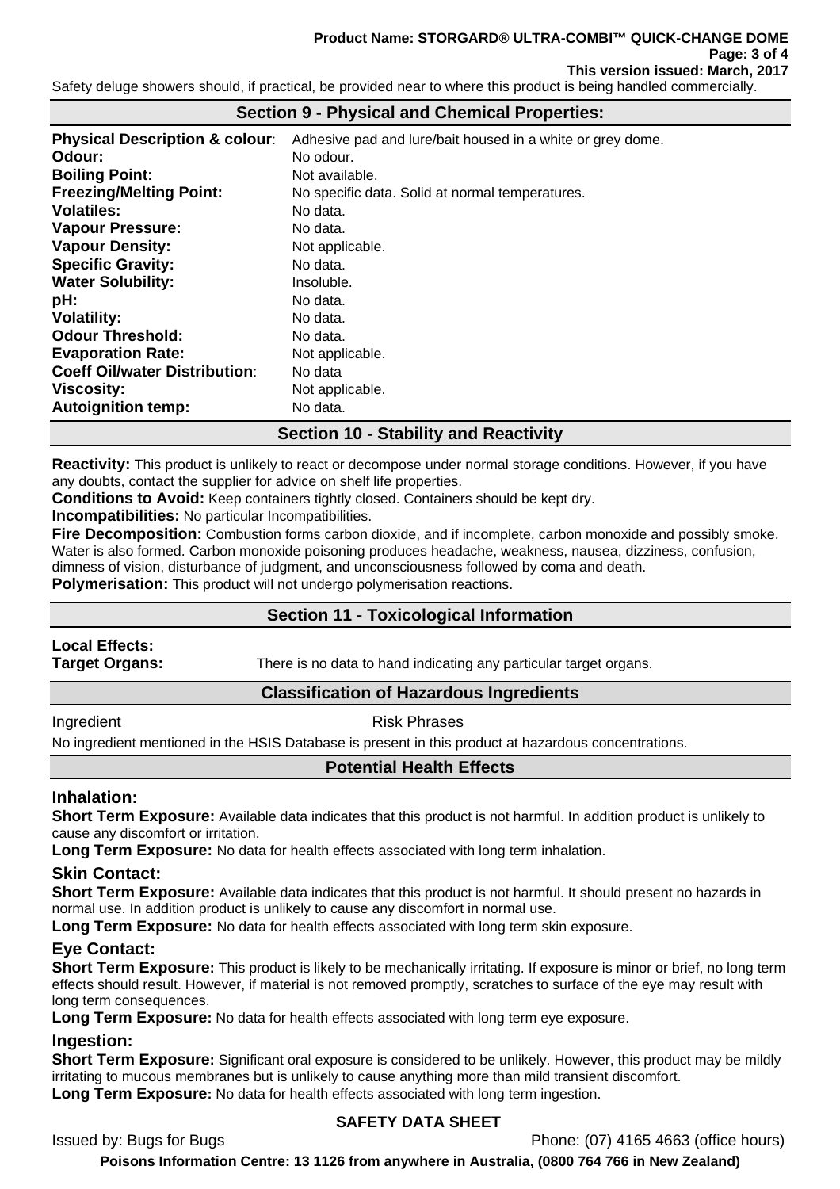Safety deluge showers should, if practical, be provided near to where this product is being handled commercially.

## Section 9 - Physical and Chemical Properties:

| | |
|---|---|
| **Physical Description & colour**: | Adhesive pad and lure/bait housed in a white or grey dome. |
| **Odour:** | No odour. |
| **Boiling Point:** | Not available. |
| **Freezing/Melting Point:** | No specific data. Solid at normal temperatures. |
| **Volatiles:** | No data. |
| **Vapour Pressure:** | No data. |
| **Vapour Density:** | Not applicable. |
| **Specific Gravity:** | No data. |
| **Water Solubility:** | Insoluble. |
| **pH:** | No data. |
| **Volatility:** | No data. |
| **Odour Threshold:** | No data. |
| **Evaporation Rate:** | Not applicable. |
| **Coeff Oil/water Distribution**: | No data |
| **Viscosity:** | Not applicable. |
| **Autoignition temp:** | No data. |

## Section 10 - Stability and Reactivity

**Reactivity:** This product is unlikely to react or decompose under normal storage conditions. However, if you have any doubts, contact the supplier for advice on shelf life properties.
**Conditions to Avoid:** Keep containers tightly closed. Containers should be kept dry.
**Incompatibilities:** No particular Incompatibilities.
**Fire Decomposition:** Combustion forms carbon dioxide, and if incomplete, carbon monoxide and possibly smoke. Water is also formed. Carbon monoxide poisoning produces headache, weakness, nausea, dizziness, confusion, dimness of vision, disturbance of judgment, and unconsciousness followed by coma and death.
**Polymerisation:** This product will not undergo polymerisation reactions.

## Section 11 - Toxicological Information

**Local Effects:**
**Target Organs:** There is no data to hand indicating any particular target organs.

### Classification of Hazardous Ingredients

| Ingredient | Risk Phrases |
|---|---|

No ingredient mentioned in the HSIS Database is present in this product at hazardous concentrations.

### Potential Health Effects

### Inhalation:

**Short Term Exposure:** Available data indicates that this product is not harmful. In addition product is unlikely to cause any discomfort or irritation.
**Long Term Exposure:** No data for health effects associated with long term inhalation.

### Skin Contact:

**Short Term Exposure:** Available data indicates that this product is not harmful. It should present no hazards in normal use. In addition product is unlikely to cause any discomfort in normal use.
**Long Term Exposure:** No data for health effects associated with long term skin exposure.

### Eye Contact:

**Short Term Exposure:** This product is likely to be mechanically irritating. If exposure is minor or brief, no long term effects should result. However, if material is not removed promptly, scratches to surface of the eye may result with long term consequences.
**Long Term Exposure:** No data for health effects associated with long term eye exposure.

### Ingestion:

**Short Term Exposure:** Significant oral exposure is considered to be unlikely. However, this product may be mildly irritating to mucous membranes but is unlikely to cause anything more than mild transient discomfort.
**Long Term Exposure:** No data for health effects associated with long term ingestion.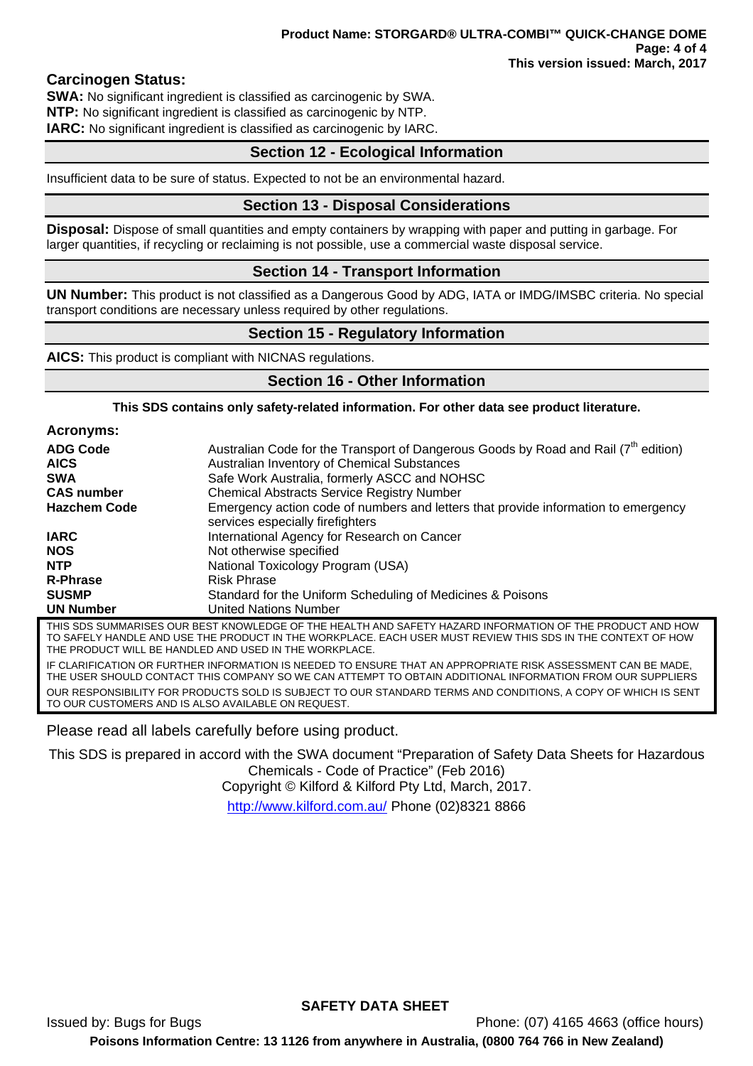### Carcinogen Status:

**SWA:** No significant ingredient is classified as carcinogenic by SWA.
**NTP:** No significant ingredient is classified as carcinogenic by NTP.
**IARC:** No significant ingredient is classified as carcinogenic by IARC.

## Section 12 - Ecological Information

Insufficient data to be sure of status. Expected to not be an environmental hazard.

## Section 13 - Disposal Considerations

**Disposal:** Dispose of small quantities and empty containers by wrapping with paper and putting in garbage. For larger quantities, if recycling or reclaiming is not possible, use a commercial waste disposal service.

## Section 14 - Transport Information

**UN Number:** This product is not classified as a Dangerous Good by ADG, IATA or IMDG/IMSBC criteria. No special transport conditions are necessary unless required by other regulations.

## Section 15 - Regulatory Information

**AICS:** This product is compliant with NICNAS regulations.

## Section 16 - Other Information

**This SDS contains only safety-related information. For other data see product literature.**

**Acronyms:**

| | |
|---|---|
| **ADG Code** | Australian Code for the Transport of Dangerous Goods by Road and Rail (7th edition) |
| **AICS** | Australian Inventory of Chemical Substances |
| **SWA** | Safe Work Australia, formerly ASCC and NOHSC |
| **CAS number** | Chemical Abstracts Service Registry Number |
| **Hazchem Code** | Emergency action code of numbers and letters that provide information to emergency services especially firefighters |
| **IARC** | International Agency for Research on Cancer |
| **NOS** | Not otherwise specified |
| **NTP** | National Toxicology Program (USA) |
| **R-Phrase** | Risk Phrase |
| **SUSMP** | Standard for the Uniform Scheduling of Medicines & Poisons |
| **UN Number** | United Nations Number |

THIS SDS SUMMARISES OUR BEST KNOWLEDGE OF THE HEALTH AND SAFETY HAZARD INFORMATION OF THE PRODUCT AND HOW TO SAFELY HANDLE AND USE THE PRODUCT IN THE WORKPLACE. EACH USER MUST REVIEW THIS SDS IN THE CONTEXT OF HOW THE PRODUCT WILL BE HANDLED AND USED IN THE WORKPLACE.

IF CLARIFICATION OR FURTHER INFORMATION IS NEEDED TO ENSURE THAT AN APPROPRIATE RISK ASSESSMENT CAN BE MADE, THE USER SHOULD CONTACT THIS COMPANY SO WE CAN ATTEMPT TO OBTAIN ADDITIONAL INFORMATION FROM OUR SUPPLIERS

OUR RESPONSIBILITY FOR PRODUCTS SOLD IS SUBJECT TO OUR STANDARD TERMS AND CONDITIONS, A COPY OF WHICH IS SENT TO OUR CUSTOMERS AND IS ALSO AVAILABLE ON REQUEST.

Please read all labels carefully before using product.

This SDS is prepared in accord with the SWA document "Preparation of Safety Data Sheets for Hazardous Chemicals - Code of Practice" (Feb 2016)
Copyright © Kilford & Kilford Pty Ltd, March, 2017.
http://www.kilford.com.au/ Phone (02)8321 8866